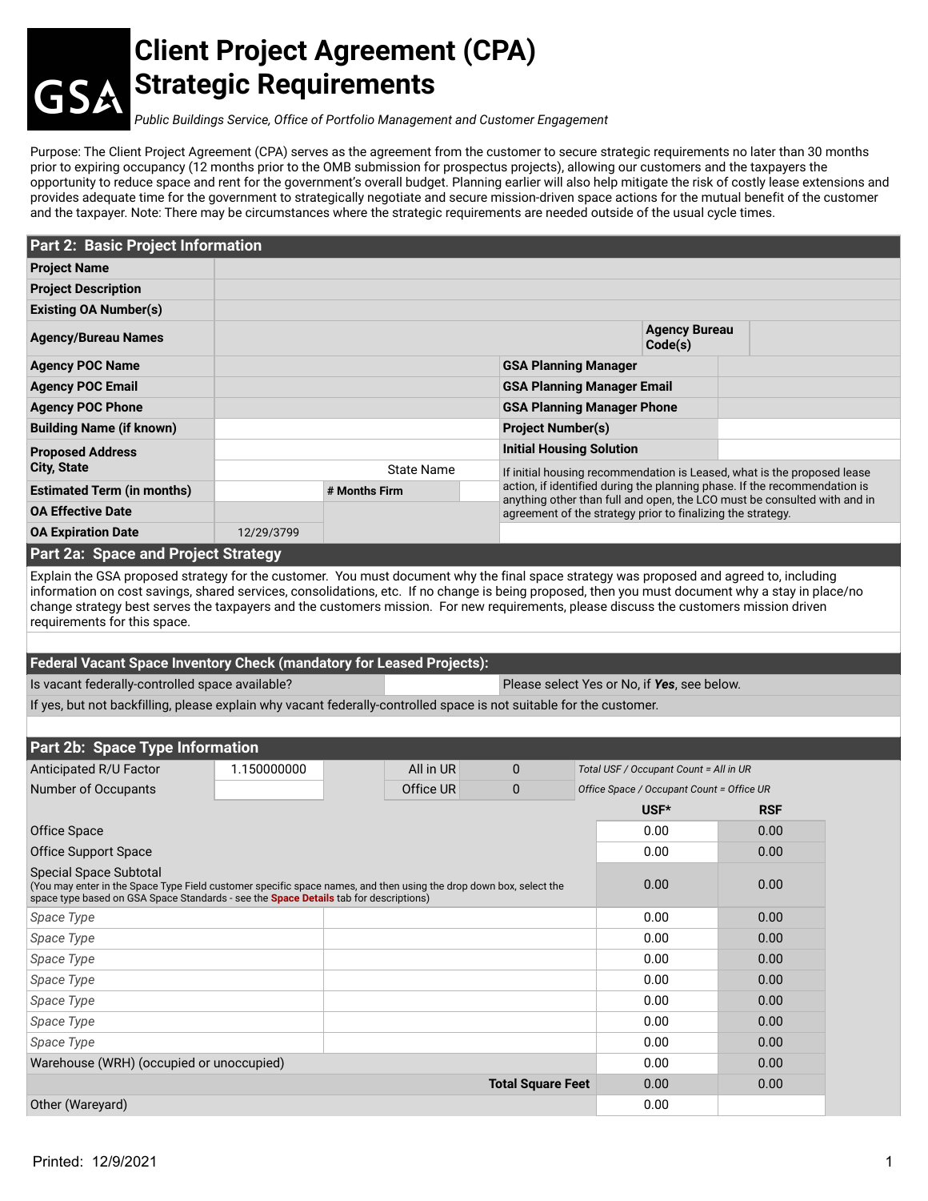# Client Project Agreement (CPA) Strategic Requirements

*Public Buildings Service, Office of Portfolio Management and Customer Engagement*

Purpose: The Client Project Agreement (CPA) serves as the agreement from the customer to secure strategic requirements no later than 30 months prior to expiring occupancy (12 months prior to the OMB submission for prospectus projects), allowing our customers and the taxpayers the opportunity to reduce space and rent for the government's overall budget. Planning earlier will also help mitigate the risk of costly lease extensions and provides adequate time for the government to strategically negotiate and secure mission-driven space actions for the mutual benefit of the customer and the taxpayer. Note: There may be circumstances where the strategic requirements are needed outside of the usual cycle times.

## Part 2: Basic Project Information

| | | | |
|---|---|---|---|
| **Project Name** | | | |
| **Project Description** | | | |
| **Existing OA Number(s)** | | | |
| **Agency/Bureau Names** | | **Agency Bureau Code(s)** | |
| **Agency POC Name** | | **GSA Planning Manager** | |
| **Agency POC Email** | | **GSA Planning Manager Email** | |
| **Agency POC Phone** | | **GSA Planning Manager Phone** | |
| **Building Name (if known)** | | **Project Number(s)** | |
| **Proposed Address City, State** | State Name | **Initial Housing Solution** | |
| **Estimated Term (in months)** | **# Months Firm** | If initial housing recommendation is Leased, what is the proposed lease action, if identified during the planning phase. If the recommendation is anything other than full and open, the LCO must be consulted with and in agreement of the strategy prior to finalizing the strategy. | |
| **OA Effective Date** | | | |
| **OA Expiration Date** | 12/29/3799 | | |

## Part 2a: Space and Project Strategy

Explain the GSA proposed strategy for the customer. You must document why the final space strategy was proposed and agreed to, including information on cost savings, shared services, consolidations, etc. If no change is being proposed, then you must document why a stay in place/no change strategy best serves the taxpayers and the customers mission. For new requirements, please discuss the customers mission driven requirements for this space.

### Federal Vacant Space Inventory Check (mandatory for Leased Projects):

| | | |
|---|---|---|
| Is vacant federally-controlled space available? | | Please select Yes or No, if ***Yes***, see below. |

If yes, but not backfilling, please explain why vacant federally-controlled space is not suitable for the customer.

## Part 2b: Space Type Information

| | | | | |
|---|---|---|---|---|
| Anticipated R/U Factor | 1.150000000 | All in UR | 0 | *Total USF / Occupant Count = All in UR* |
| Number of Occupants | | Office UR | 0 | *Office Space / Occupant Count = Office UR* |

| | | USF* | RSF |
|---|---|---|---|
| Office Space | | 0.00 | 0.00 |
| Office Support Space | | 0.00 | 0.00 |
| Special Space Subtotal (You may enter in the Space Type Field customer specific space names, and then using the drop down box, select the space type based on GSA Space Standards - see the **Space Details** tab for descriptions) | | 0.00 | 0.00 |
| *Space Type* | | 0.00 | 0.00 |
| *Space Type* | | 0.00 | 0.00 |
| *Space Type* | | 0.00 | 0.00 |
| *Space Type* | | 0.00 | 0.00 |
| *Space Type* | | 0.00 | 0.00 |
| *Space Type* | | 0.00 | 0.00 |
| *Space Type* | | 0.00 | 0.00 |
| Warehouse (WRH) (occupied or unoccupied) | | 0.00 | 0.00 |
| | **Total Square Feet** | 0.00 | 0.00 |
| Other (Wareyard) | | 0.00 | |

Printed: 12/9/2021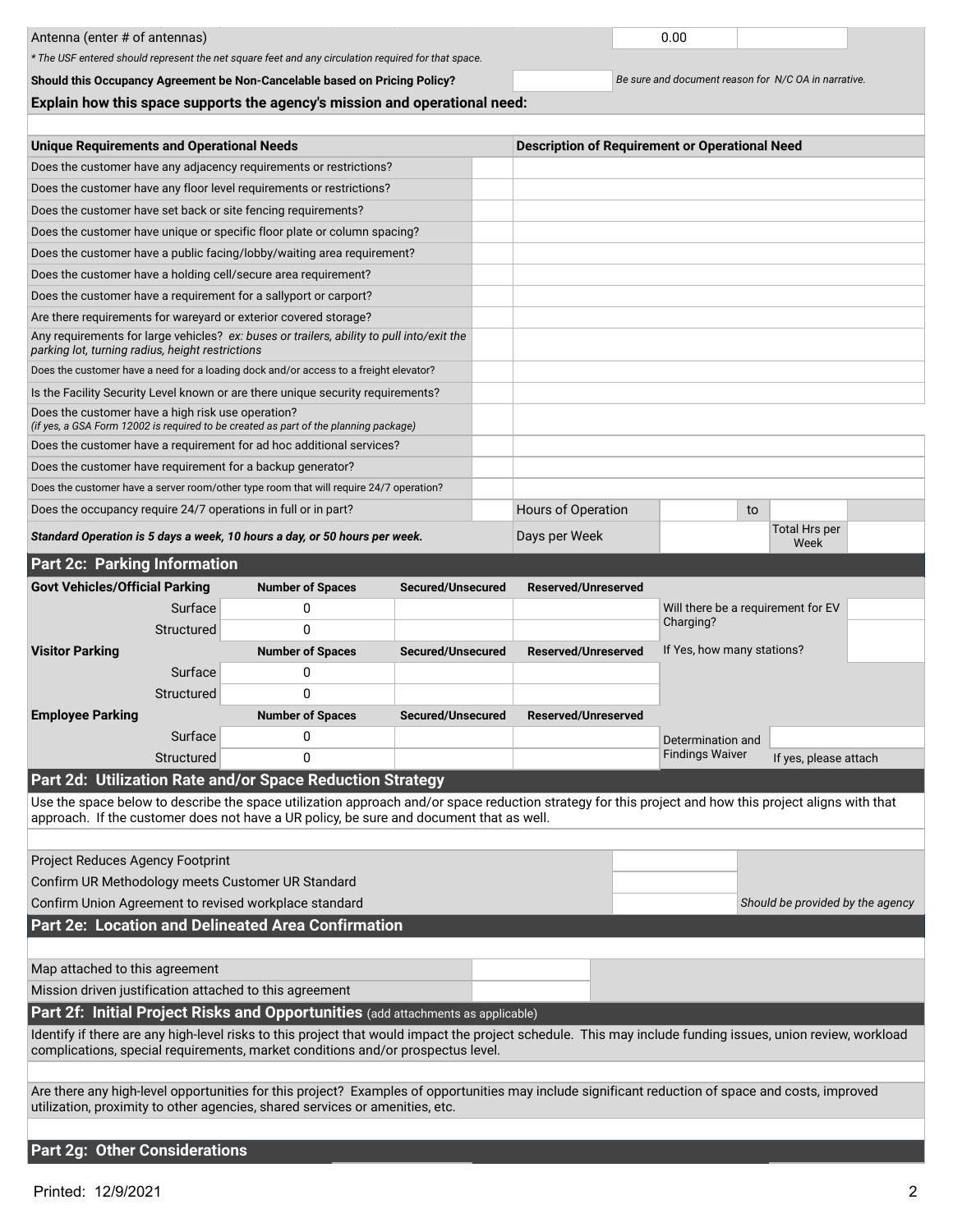| Antenna (enter # of antennas) | 0.00 | |
|---|---|---|

*\* The USF entered should represent the net square feet and any circulation required for that space.*

| **Should this Occupancy Agreement be Non-Cancelable based on Pricing Policy?** | | *Be sure and document reason for N/C OA in narrative.* |
|---|---|---|

**Explain how this space supports the agency's mission and operational need:**

| **Unique Requirements and Operational Needs** | | **Description of Requirement or Operational Need** | | | |
|---|---|---|---|---|---|
| Does the customer have any adjacency requirements or restrictions? | | | | | |
| Does the customer have any floor level requirements or restrictions? | | | | | |
| Does the customer have set back or site fencing requirements? | | | | | |
| Does the customer have unique or specific floor plate or column spacing? | | | | | |
| Does the customer have a public facing/lobby/waiting area requirement? | | | | | |
| Does the customer have a holding cell/secure area requirement? | | | | | |
| Does the customer have a requirement for a sallyport or carport? | | | | | |
| Are there requirements for wareyard or exterior covered storage? | | | | | |
| Any requirements for large vehicles? *ex: buses or trailers, ability to pull into/exit the parking lot, turning radius, height restrictions* | | | | | |
| Does the customer have a need for a loading dock and/or access to a freight elevator? | | | | | |
| Is the Facility Security Level known or are there unique security requirements? | | | | | |
| Does the customer have a high risk use operation? *(if yes, a GSA Form 12002 is required to be created as part of the planning package)* | | | | | |
| Does the customer have a requirement for ad hoc additional services? | | | | | |
| Does the customer have requirement for a backup generator? | | | | | |
| Does the customer have a server room/other type room that will require 24/7 operation? | | | | | |
| Does the occupancy require 24/7 operations in full or in part? | | Hours of Operation | | to | |
| ***Standard Operation is 5 days a week, 10 hours a day, or 50 hours per week.*** | | Days per Week | | Total Hrs per Week | |

## Part 2c: Parking Information

| **Govt Vehicles/Official Parking** | **Number of Spaces** | **Secured/Unsecured** | **Reserved/Unreserved** | | |
|---|---|---|---|---|---|
| Surface | 0 | | | Will there be a requirement for EV Charging? | |
| Structured | 0 | | | | |
| **Visitor Parking** | **Number of Spaces** | **Secured/Unsecured** | **Reserved/Unreserved** | If Yes, how many stations? | |
| Surface | 0 | | | | |
| Structured | 0 | | | | |
| **Employee Parking** | **Number of Spaces** | **Secured/Unsecured** | **Reserved/Unreserved** | | |
| Surface | 0 | | | Determination and Findings Waiver | |
| Structured | 0 | | | | If yes, please attach |

## Part 2d: Utilization Rate and/or Space Reduction Strategy

Use the space below to describe the space utilization approach and/or space reduction strategy for this project and how this project aligns with that approach. If the customer does not have a UR policy, be sure and document that as well.

| | | |
|---|---|---|
| Project Reduces Agency Footprint | | |
| Confirm UR Methodology meets Customer UR Standard | | |
| Confirm Union Agreement to revised workplace standard | | *Should be provided by the agency* |

## Part 2e: Location and Delineated Area Confirmation

| | |
|---|---|
| Map attached to this agreement | |
| Mission driven justification attached to this agreement | |

## Part 2f: Initial Project Risks and Opportunities (add attachments as applicable)

Identify if there are any high-level risks to this project that would impact the project schedule. This may include funding issues, union review, workload complications, special requirements, market conditions and/or prospectus level.

Are there any high-level opportunities for this project? Examples of opportunities may include significant reduction of space and costs, improved utilization, proximity to other agencies, shared services or amenities, etc.

## Part 2g: Other Considerations

Printed: 12/9/2021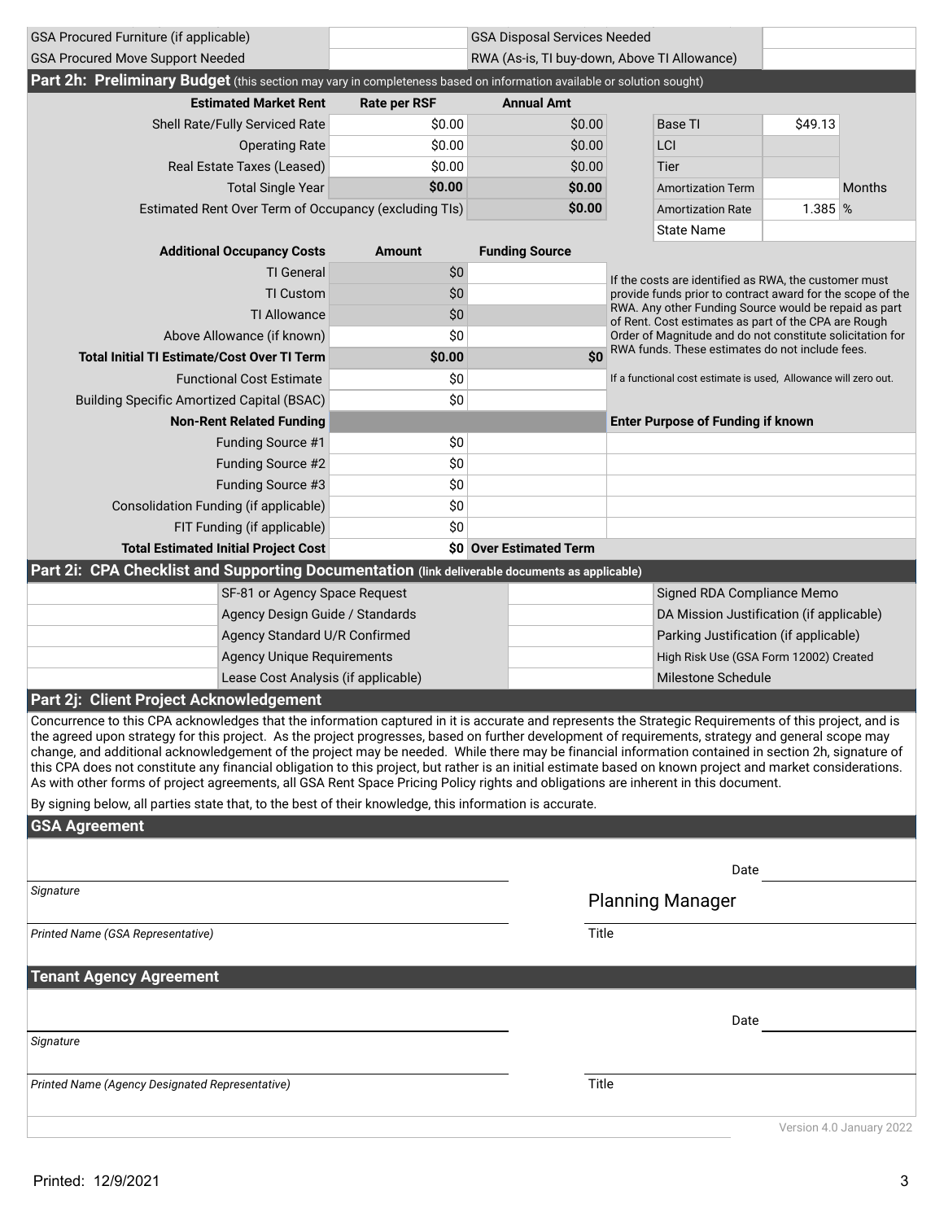| | | | |
|---|---|---|---|
| GSA Procured Furniture (if applicable) | | GSA Disposal Services Needed | |
| GSA Procured Move Support Needed | | RWA (As-is, TI buy-down, Above TI Allowance) | |

## Part 2h: Preliminary Budget (this section may vary in completeness based on information available or solution sought)

| Estimated Market Rent | Rate per RSF | Annual Amt |
|---|---|---|
| Shell Rate/Fully Serviced Rate | $0.00 | $0.00 |
| Operating Rate | $0.00 | $0.00 |
| Real Estate Taxes (Leased) | $0.00 | $0.00 |
| Total Single Year | **$0.00** | **$0.00** |
| Estimated Rent Over Term of Occupancy (excluding TIs) | | **$0.00** |

| | | |
|---|---|---|
| Base TI | $49.13 | |
| LCI | | |
| Tier | | |
| Amortization Term | | Months |
| Amortization Rate | 1.385 | % |
| State Name | | |

| Additional Occupancy Costs | Amount | Funding Source |
|---|---|---|
| TI General | $0 | |
| TI Custom | $0 | |
| TI Allowance | $0 | |
| Above Allowance (if known) | $0 | |
| **Total Initial TI Estimate/Cost Over TI Term** | **$0.00** | **$0** |
| Functional Cost Estimate | $0 | |
| Building Specific Amortized Capital (BSAC) | $0 | |

If the costs are identified as RWA, the customer must provide funds prior to contract award for the scope of the RWA. Any other Funding Source would be repaid as part of Rent. Cost estimates as part of the CPA are Rough Order of Magnitude and do not constitute solicitation for RWA funds. These estimates do not include fees.

If a functional cost estimate is used, Allowance will zero out.

| Non-Rent Related Funding | | | Enter Purpose of Funding if known |
|---|---|---|---|
| Funding Source #1 | $0 | | |
| Funding Source #2 | $0 | | |
| Funding Source #3 | $0 | | |
| Consolidation Funding (if applicable) | $0 | | |
| FIT Funding (if applicable) | $0 | | |
| **Total Estimated Initial Project Cost** | **$0** | **Over Estimated Term** | |

## Part 2i: CPA Checklist and Supporting Documentation (link deliverable documents as applicable)

| | | | |
|---|---|---|---|
| | SF-81 or Agency Space Request | | Signed RDA Compliance Memo |
| | Agency Design Guide / Standards | | DA Mission Justification (if applicable) |
| | Agency Standard U/R Confirmed | | Parking Justification (if applicable) |
| | Agency Unique Requirements | | High Risk Use (GSA Form 12002) Created |
| | Lease Cost Analysis (if applicable) | | Milestone Schedule |

## Part 2j: Client Project Acknowledgement

Concurrence to this CPA acknowledges that the information captured in it is accurate and represents the Strategic Requirements of this project, and is the agreed upon strategy for this project. As the project progresses, based on further development of requirements, strategy and general scope may change, and additional acknowledgement of the project may be needed. While there may be financial information contained in section 2h, signature of this CPA does not constitute any financial obligation to this project, but rather is an initial estimate based on known project and market considerations. As with other forms of project agreements, all GSA Rent Space Pricing Policy rights and obligations are inherent in this document.

By signing below, all parties state that, to the best of their knowledge, this information is accurate.

## GSA Agreement

*Signature* Date

Planning Manager

*Printed Name (GSA Representative)* Title

## Tenant Agency Agreement

*Signature* Date

*Printed Name (Agency Designated Representative)* Title

Version 4.0 January 2022

Printed: 12/9/2021